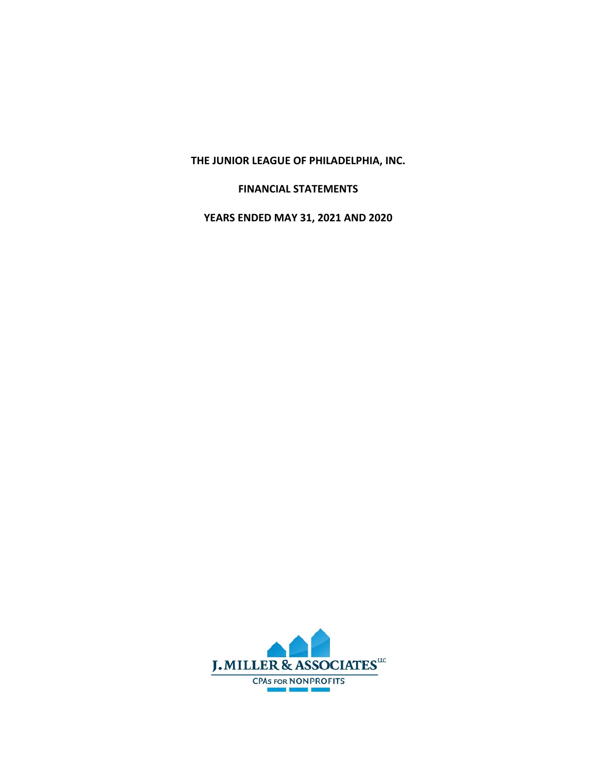# THE JUNIOR LEAGUE OF PHILADELPHIA, INC.

## FINANCIAL STATEMENTS

## YEARS ENDED MAY 31, 2021 AND 2020

J. MILLER & ASSOCIATES LLC

CPAs FOR NONPROFITS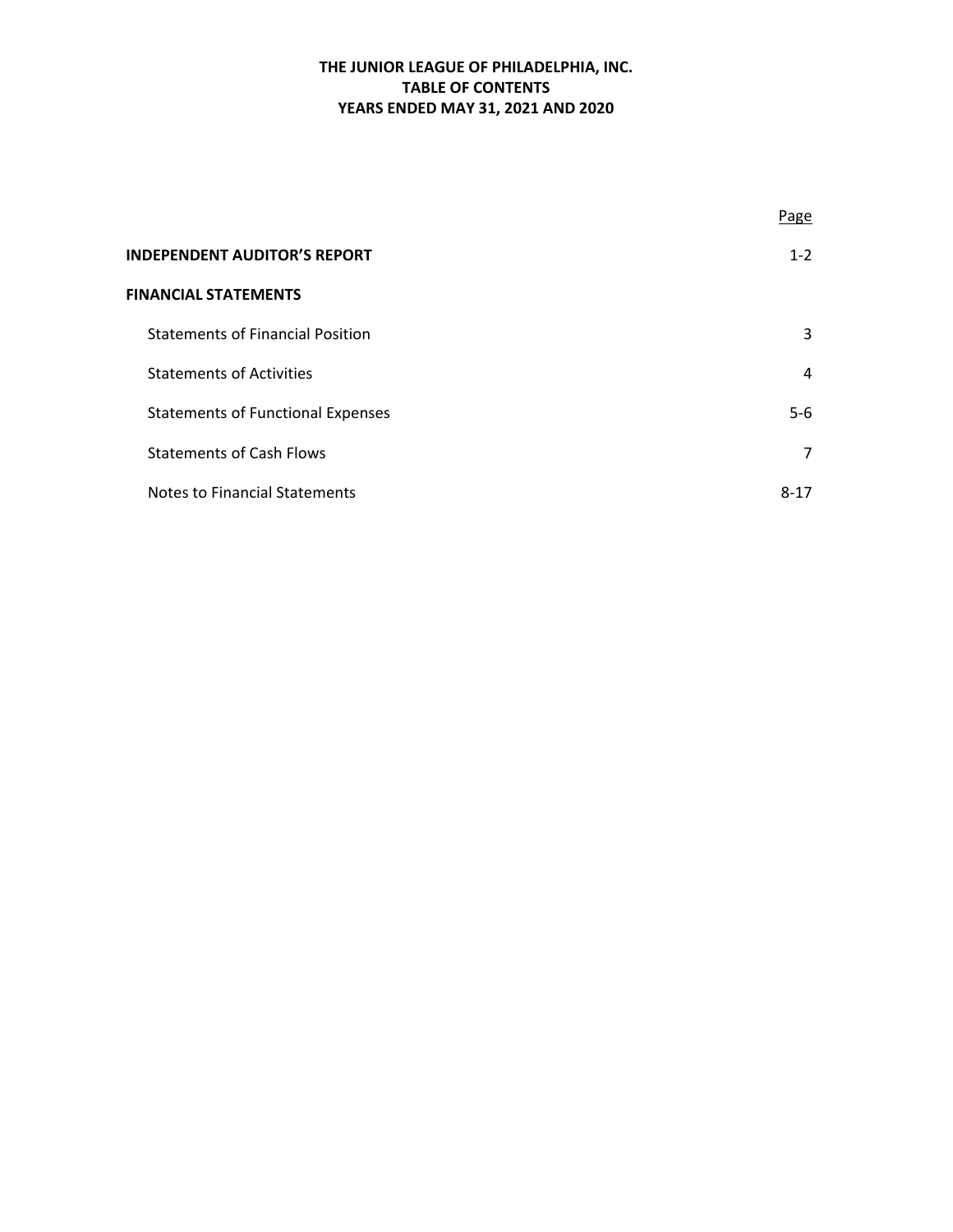# THE JUNIOR LEAGUE OF PHILADELPHIA, INC.
## TABLE OF CONTENTS
### YEARS ENDED MAY 31, 2021 AND 2020

| | Page |
|---|---|
| **INDEPENDENT AUDITOR'S REPORT** | 1-2 |
| **FINANCIAL STATEMENTS** | |
| Statements of Financial Position | 3 |
| Statements of Activities | 4 |
| Statements of Functional Expenses | 5-6 |
| Statements of Cash Flows | 7 |
| Notes to Financial Statements | 8-17 |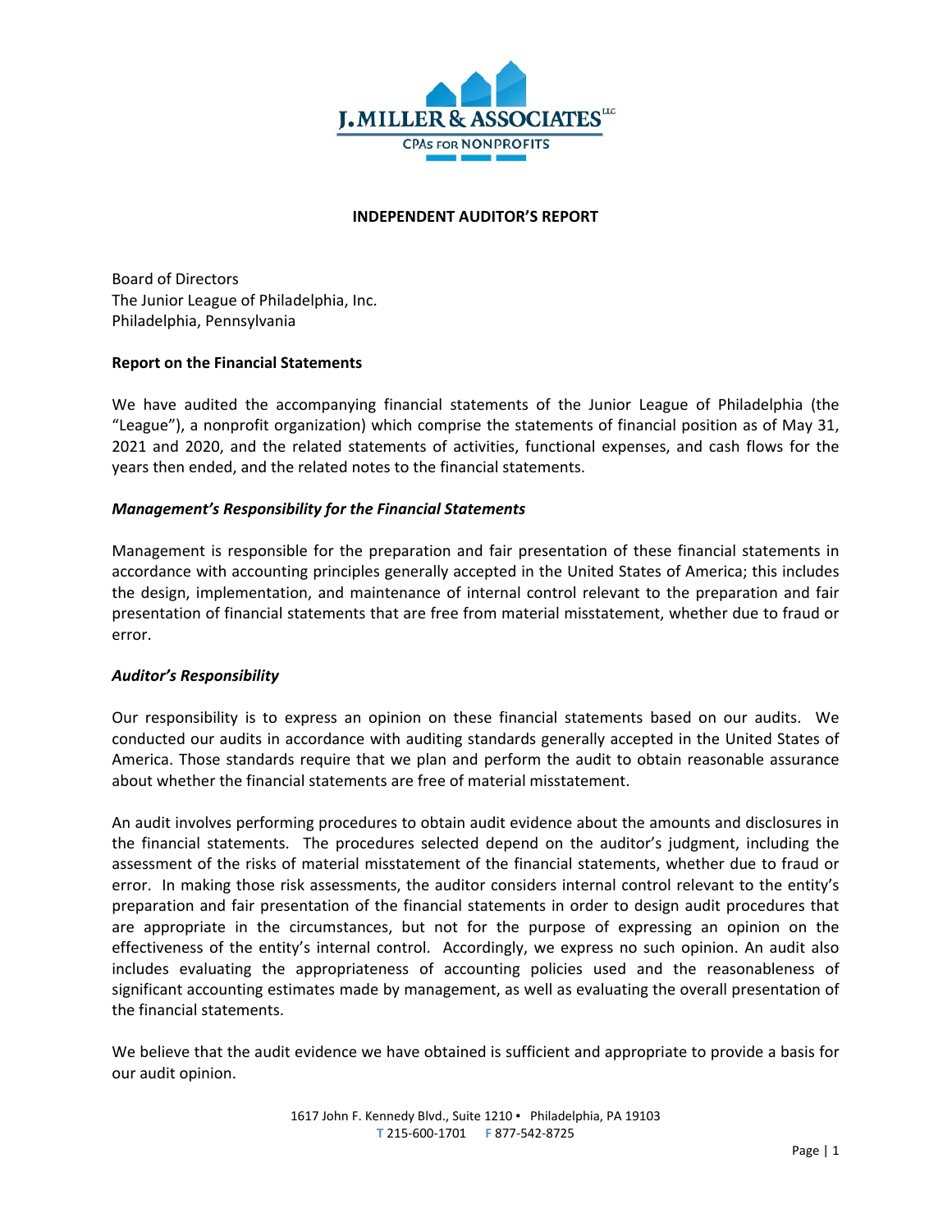J. MILLER & ASSOCIATES LLC
CPAs FOR NONPROFITS

**INDEPENDENT AUDITOR'S REPORT**

Board of Directors
The Junior League of Philadelphia, Inc.
Philadelphia, Pennsylvania

**Report on the Financial Statements**

We have audited the accompanying financial statements of the Junior League of Philadelphia (the "League"), a nonprofit organization) which comprise the statements of financial position as of May 31, 2021 and 2020, and the related statements of activities, functional expenses, and cash flows for the years then ended, and the related notes to the financial statements.

***Management's Responsibility for the Financial Statements***

Management is responsible for the preparation and fair presentation of these financial statements in accordance with accounting principles generally accepted in the United States of America; this includes the design, implementation, and maintenance of internal control relevant to the preparation and fair presentation of financial statements that are free from material misstatement, whether due to fraud or error.

***Auditor's Responsibility***

Our responsibility is to express an opinion on these financial statements based on our audits. We conducted our audits in accordance with auditing standards generally accepted in the United States of America. Those standards require that we plan and perform the audit to obtain reasonable assurance about whether the financial statements are free of material misstatement.

An audit involves performing procedures to obtain audit evidence about the amounts and disclosures in the financial statements. The procedures selected depend on the auditor's judgment, including the assessment of the risks of material misstatement of the financial statements, whether due to fraud or error. In making those risk assessments, the auditor considers internal control relevant to the entity's preparation and fair presentation of the financial statements in order to design audit procedures that are appropriate in the circumstances, but not for the purpose of expressing an opinion on the effectiveness of the entity's internal control. Accordingly, we express no such opinion. An audit also includes evaluating the appropriateness of accounting policies used and the reasonableness of significant accounting estimates made by management, as well as evaluating the overall presentation of the financial statements.

We believe that the audit evidence we have obtained is sufficient and appropriate to provide a basis for our audit opinion.

1617 John F. Kennedy Blvd., Suite 1210 ▪ Philadelphia, PA 19103
T 215-600-1701 F 877-542-8725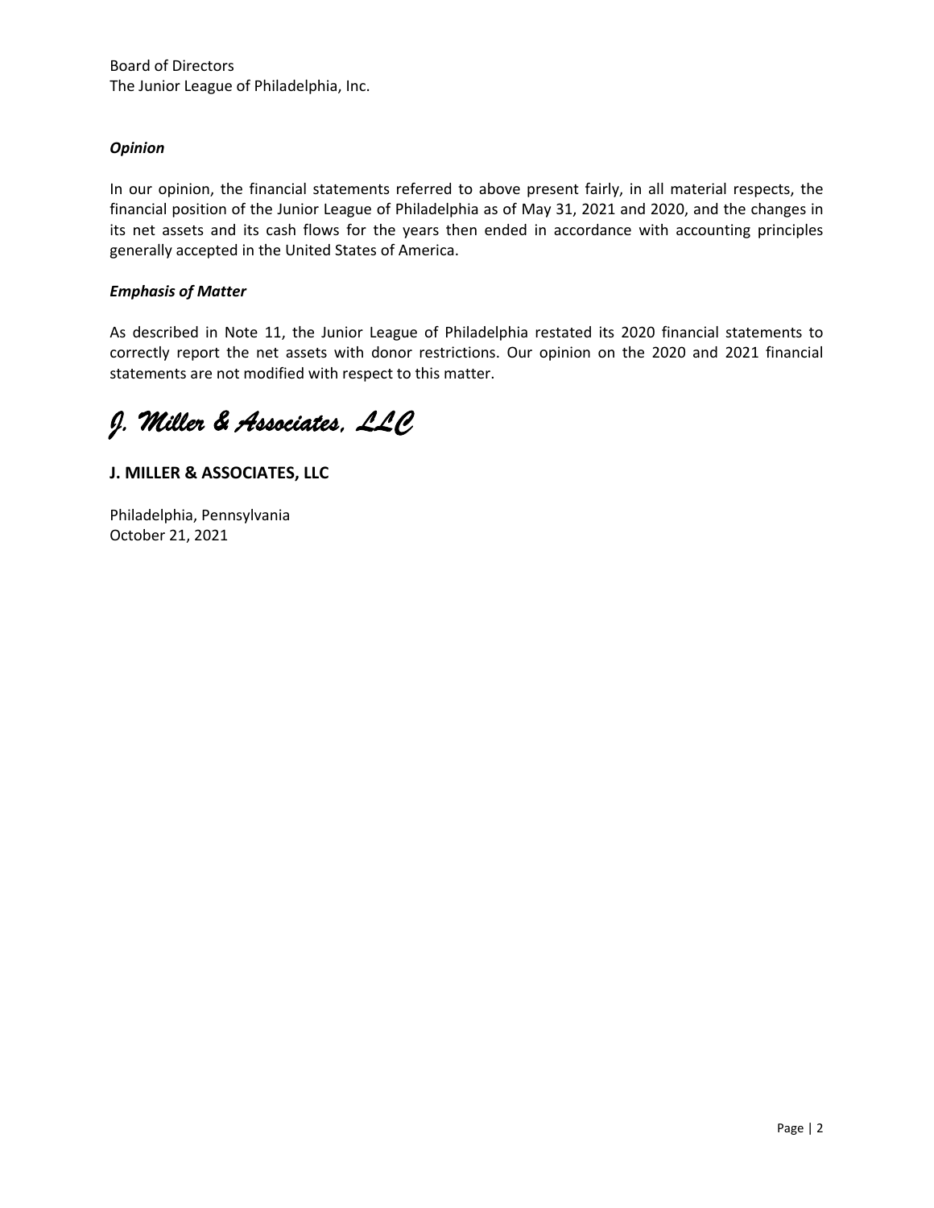Board of Directors
The Junior League of Philadelphia, Inc.

***Opinion***

In our opinion, the financial statements referred to above present fairly, in all material respects, the financial position of the Junior League of Philadelphia as of May 31, 2021 and 2020, and the changes in its net assets and its cash flows for the years then ended in accordance with accounting principles generally accepted in the United States of America.

***Emphasis of Matter***

As described in Note 11, the Junior League of Philadelphia restated its 2020 financial statements to correctly report the net assets with donor restrictions. Our opinion on the 2020 and 2021 financial statements are not modified with respect to this matter.

*J. Miller & Associates, LLC*

**J. MILLER & ASSOCIATES, LLC**

Philadelphia, Pennsylvania
October 21, 2021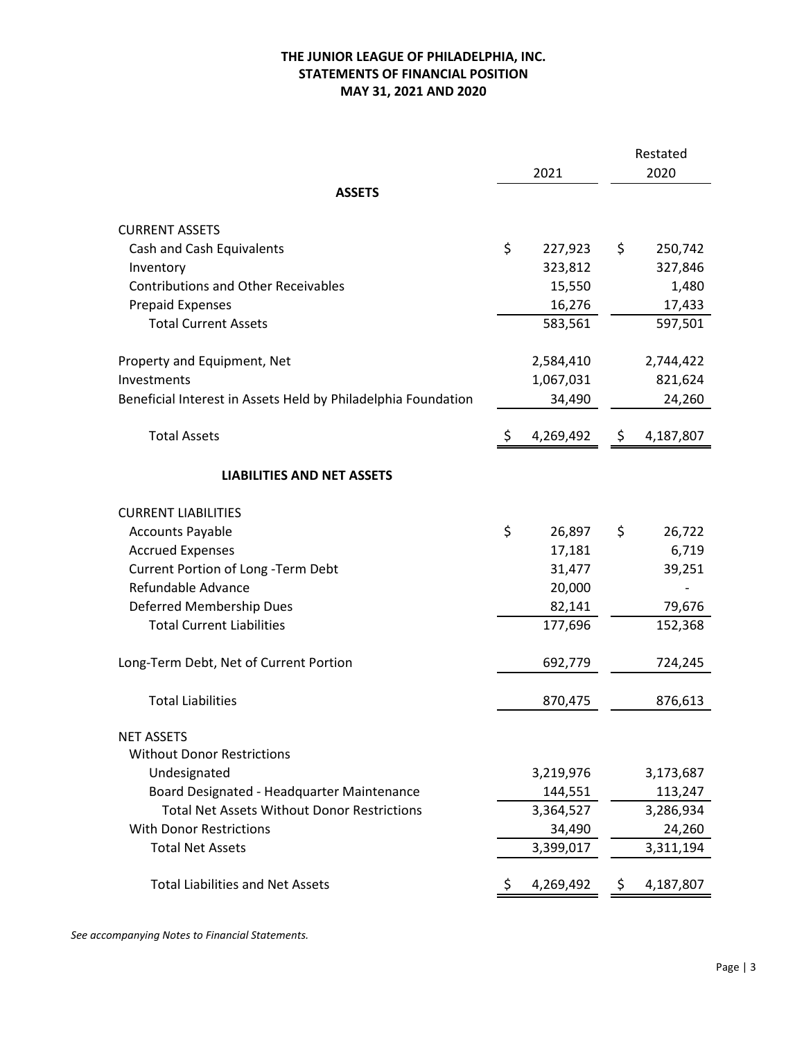# THE JUNIOR LEAGUE OF PHILADELPHIA, INC.
## STATEMENTS OF FINANCIAL POSITION
## MAY 31, 2021 AND 2020

| | 2021 | Restated 2020 |
|---|---|---|
| **ASSETS** | | |
| CURRENT ASSETS | | |
| Cash and Cash Equivalents | $ 227,923 | $ 250,742 |
| Inventory | 323,812 | 327,846 |
| Contributions and Other Receivables | 15,550 | 1,480 |
| Prepaid Expenses | 16,276 | 17,433 |
| Total Current Assets | 583,561 | 597,501 |
| Property and Equipment, Net | 2,584,410 | 2,744,422 |
| Investments | 1,067,031 | 821,624 |
| Beneficial Interest in Assets Held by Philadelphia Foundation | 34,490 | 24,260 |
| Total Assets | $ 4,269,492 | $ 4,187,807 |
| **LIABILITIES AND NET ASSETS** | | |
| CURRENT LIABILITIES | | |
| Accounts Payable | $ 26,897 | $ 26,722 |
| Accrued Expenses | 17,181 | 6,719 |
| Current Portion of Long -Term Debt | 31,477 | 39,251 |
| Refundable Advance | 20,000 | - |
| Deferred Membership Dues | 82,141 | 79,676 |
| Total Current Liabilities | 177,696 | 152,368 |
| Long-Term Debt, Net of Current Portion | 692,779 | 724,245 |
| Total Liabilities | 870,475 | 876,613 |
| NET ASSETS | | |
| Without Donor Restrictions | | |
| Undesignated | 3,219,976 | 3,173,687 |
| Board Designated - Headquarter Maintenance | 144,551 | 113,247 |
| Total Net Assets Without Donor Restrictions | 3,364,527 | 3,286,934 |
| With Donor Restrictions | 34,490 | 24,260 |
| Total Net Assets | 3,399,017 | 3,311,194 |
| Total Liabilities and Net Assets | $ 4,269,492 | $ 4,187,807 |

*See accompanying Notes to Financial Statements.*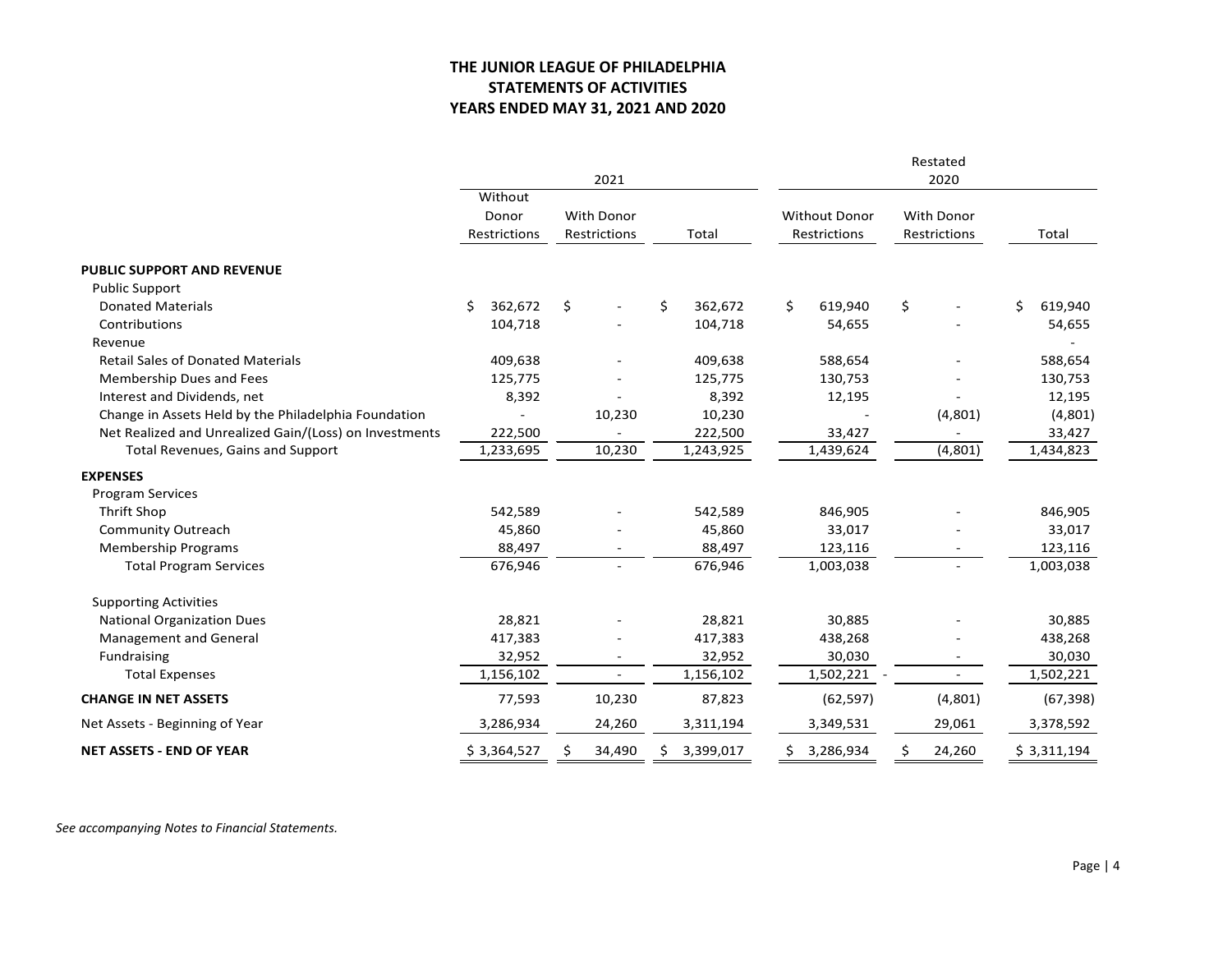**THE JUNIOR LEAGUE OF PHILADELPHIA**
**STATEMENTS OF ACTIVITIES**
**YEARS ENDED MAY 31, 2021 AND 2020**

| | 2021 | | | Restated 2020 | | |
|---|---|---|---|---|---|---|
| | Without Donor Restrictions | With Donor Restrictions | Total | Without Donor Restrictions | With Donor Restrictions | Total |
| **PUBLIC SUPPORT AND REVENUE** | | | | | | |
| Public Support | | | | | | |
| Donated Materials | $ 362,672 | $ - | $ 362,672 | $ 619,940 | $ - | $ 619,940 |
| Contributions | 104,718 | - | 104,718 | 54,655 | - | 54,655 |
| Revenue | | | | | | - |
| Retail Sales of Donated Materials | 409,638 | - | 409,638 | 588,654 | - | 588,654 |
| Membership Dues and Fees | 125,775 | - | 125,775 | 130,753 | - | 130,753 |
| Interest and Dividends, net | 8,392 | - | 8,392 | 12,195 | - | 12,195 |
| Change in Assets Held by the Philadelphia Foundation | - | 10,230 | 10,230 | - | (4,801) | (4,801) |
| Net Realized and Unrealized Gain/(Loss) on Investments | 222,500 | - | 222,500 | 33,427 | - | 33,427 |
| Total Revenues, Gains and Support | 1,233,695 | 10,230 | 1,243,925 | 1,439,624 | (4,801) | 1,434,823 |
| **EXPENSES** | | | | | | |
| Program Services | | | | | | |
| Thrift Shop | 542,589 | - | 542,589 | 846,905 | - | 846,905 |
| Community Outreach | 45,860 | - | 45,860 | 33,017 | - | 33,017 |
| Membership Programs | 88,497 | - | 88,497 | 123,116 | - | 123,116 |
| Total Program Services | 676,946 | - | 676,946 | 1,003,038 | - | 1,003,038 |
| Supporting Activities | | | | | | |
| National Organization Dues | 28,821 | - | 28,821 | 30,885 | - | 30,885 |
| Management and General | 417,383 | - | 417,383 | 438,268 | - | 438,268 |
| Fundraising | 32,952 | - | 32,952 | 30,030 | - | 30,030 |
| Total Expenses | 1,156,102 | - | 1,156,102 | 1,502,221 - | - | 1,502,221 |
| **CHANGE IN NET ASSETS** | 77,593 | 10,230 | 87,823 | (62,597) | (4,801) | (67,398) |
| Net Assets - Beginning of Year | 3,286,934 | 24,260 | 3,311,194 | 3,349,531 | 29,061 | 3,378,592 |
| **NET ASSETS - END OF YEAR** | $ 3,364,527 | $ 34,490 | $ 3,399,017 | $ 3,286,934 | $ 24,260 | $ 3,311,194 |

*See accompanying Notes to Financial Statements.*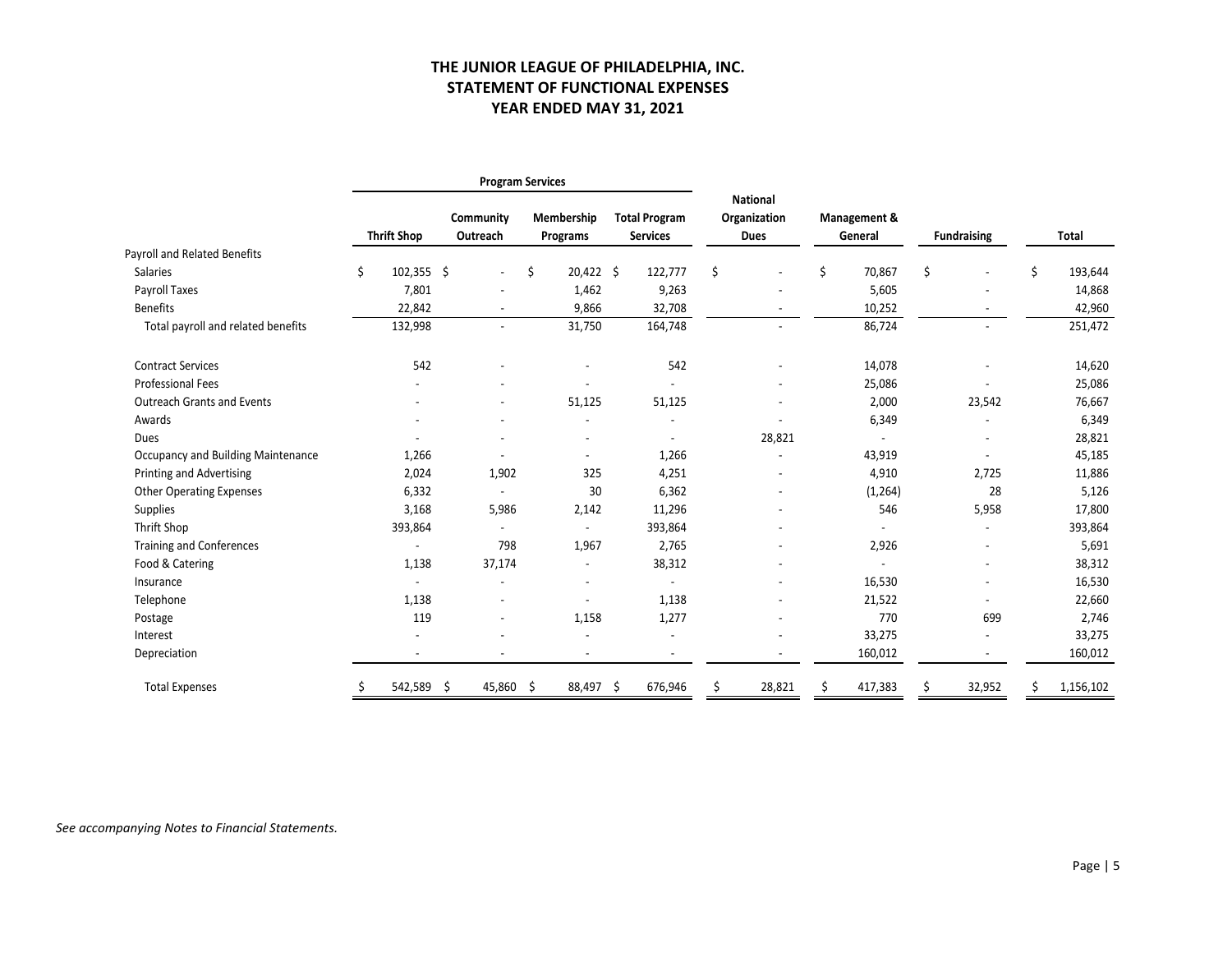# THE JUNIOR LEAGUE OF PHILADELPHIA, INC.
## STATEMENT OF FUNCTIONAL EXPENSES
## YEAR ENDED MAY 31, 2021

| | Program Services | | | | | | | |
|---|---|---|---|---|---|---|---|---|
| | Thrift Shop | Community Outreach | Membership Programs | Total Program Services | National Organization Dues | Management & General | Fundraising | Total |
| Payroll and Related Benefits | | | | | | | | |
| Salaries | $ 102,355 | $ - | $ 20,422 | $ 122,777 | $ - | $ 70,867 | $ - | $ 193,644 |
| Payroll Taxes | 7,801 | - | 1,462 | 9,263 | - | 5,605 | - | 14,868 |
| Benefits | 22,842 | - | 9,866 | 32,708 | - | 10,252 | - | 42,960 |
| Total payroll and related benefits | 132,998 | - | 31,750 | 164,748 | - | 86,724 | - | 251,472 |
| Contract Services | 542 | - | - | 542 | - | 14,078 | - | 14,620 |
| Professional Fees | - | - | - | - | - | 25,086 | - | 25,086 |
| Outreach Grants and Events | - | - | 51,125 | 51,125 | - | 2,000 | 23,542 | 76,667 |
| Awards | - | - | - | - | - | 6,349 | - | 6,349 |
| Dues | - | - | - | - | 28,821 | - | - | 28,821 |
| Occupancy and Building Maintenance | 1,266 | - | - | 1,266 | - | 43,919 | - | 45,185 |
| Printing and Advertising | 2,024 | 1,902 | 325 | 4,251 | - | 4,910 | 2,725 | 11,886 |
| Other Operating Expenses | 6,332 | - | 30 | 6,362 | - | (1,264) | 28 | 5,126 |
| Supplies | 3,168 | 5,986 | 2,142 | 11,296 | - | 546 | 5,958 | 17,800 |
| Thrift Shop | 393,864 | - | - | 393,864 | - | - | - | 393,864 |
| Training and Conferences | - | 798 | 1,967 | 2,765 | - | 2,926 | - | 5,691 |
| Food & Catering | 1,138 | 37,174 | - | 38,312 | - | - | - | 38,312 |
| Insurance | - | - | - | - | - | 16,530 | - | 16,530 |
| Telephone | 1,138 | - | - | 1,138 | - | 21,522 | - | 22,660 |
| Postage | 119 | - | 1,158 | 1,277 | - | 770 | 699 | 2,746 |
| Interest | - | - | - | - | - | 33,275 | - | 33,275 |
| Depreciation | - | - | - | - | - | 160,012 | - | 160,012 |
| Total Expenses | $ 542,589 | $ 45,860 | $ 88,497 | $ 676,946 | $ 28,821 | $ 417,383 | $ 32,952 | $ 1,156,102 |

*See accompanying Notes to Financial Statements.*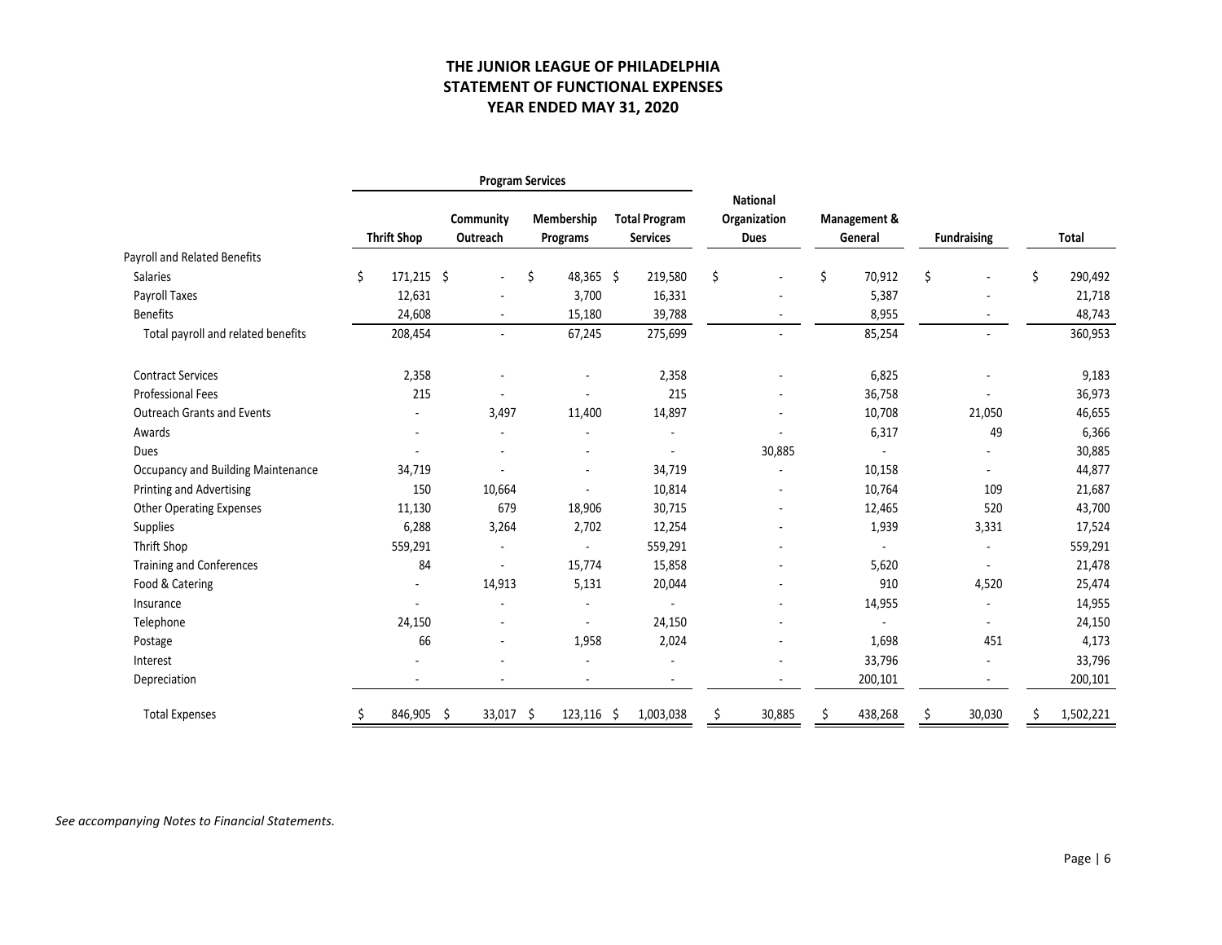# THE JUNIOR LEAGUE OF PHILADELPHIA
## STATEMENT OF FUNCTIONAL EXPENSES
### YEAR ENDED MAY 31, 2020

| | Program Services | | | | | | | |
|---|---|---|---|---|---|---|---|---|
| | Thrift Shop | Community Outreach | Membership Programs | Total Program Services | National Organization Dues | Management & General | Fundraising | Total |
| Payroll and Related Benefits | | | | | | | | |
| Salaries | $ 171,215 | $ - | $ 48,365 | $ 219,580 | $ - | $ 70,912 | $ - | $ 290,492 |
| Payroll Taxes | 12,631 | - | 3,700 | 16,331 | - | 5,387 | - | 21,718 |
| Benefits | 24,608 | - | 15,180 | 39,788 | - | 8,955 | - | 48,743 |
| Total payroll and related benefits | 208,454 | - | 67,245 | 275,699 | - | 85,254 | - | 360,953 |
| Contract Services | 2,358 | - | - | 2,358 | - | 6,825 | - | 9,183 |
| Professional Fees | 215 | - | - | 215 | - | 36,758 | - | 36,973 |
| Outreach Grants and Events | - | 3,497 | 11,400 | 14,897 | - | 10,708 | 21,050 | 46,655 |
| Awards | - | - | - | - | - | 6,317 | 49 | 6,366 |
| Dues | - | - | - | - | 30,885 | - | - | 30,885 |
| Occupancy and Building Maintenance | 34,719 | - | - | 34,719 | - | 10,158 | - | 44,877 |
| Printing and Advertising | 150 | 10,664 | - | 10,814 | - | 10,764 | 109 | 21,687 |
| Other Operating Expenses | 11,130 | 679 | 18,906 | 30,715 | - | 12,465 | 520 | 43,700 |
| Supplies | 6,288 | 3,264 | 2,702 | 12,254 | - | 1,939 | 3,331 | 17,524 |
| Thrift Shop | 559,291 | - | - | 559,291 | - | - | - | 559,291 |
| Training and Conferences | 84 | - | 15,774 | 15,858 | - | 5,620 | - | 21,478 |
| Food & Catering | - | 14,913 | 5,131 | 20,044 | - | 910 | 4,520 | 25,474 |
| Insurance | - | - | - | - | - | 14,955 | - | 14,955 |
| Telephone | 24,150 | - | - | 24,150 | - | - | - | 24,150 |
| Postage | 66 | - | 1,958 | 2,024 | - | 1,698 | 451 | 4,173 |
| Interest | - | - | - | - | - | 33,796 | - | 33,796 |
| Depreciation | - | - | - | - | - | 200,101 | - | 200,101 |
| Total Expenses | $ 846,905 | $ 33,017 | $ 123,116 | $ 1,003,038 | $ 30,885 | $ 438,268 | $ 30,030 | $ 1,502,221 |

*See accompanying Notes to Financial Statements.*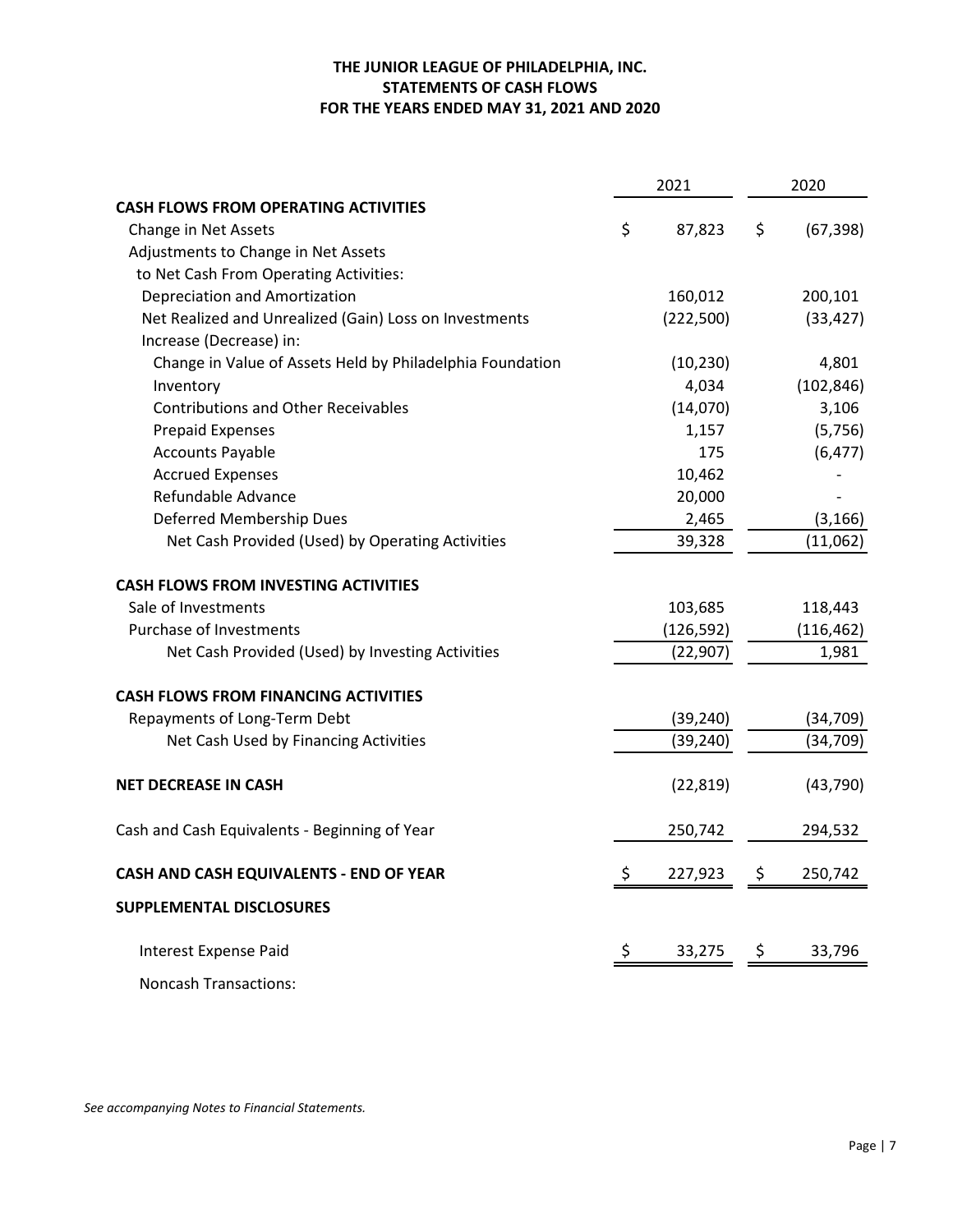# THE JUNIOR LEAGUE OF PHILADELPHIA, INC.
## STATEMENTS OF CASH FLOWS
## FOR THE YEARS ENDED MAY 31, 2021 AND 2020

| | 2021 | 2020 |
|---|---|---|
| **CASH FLOWS FROM OPERATING ACTIVITIES** | | |
| Change in Net Assets | $ 87,823 | $ (67,398) |
| Adjustments to Change in Net Assets | | |
| to Net Cash From Operating Activities: | | |
| Depreciation and Amortization | 160,012 | 200,101 |
| Net Realized and Unrealized (Gain) Loss on Investments | (222,500) | (33,427) |
| Increase (Decrease) in: | | |
| Change in Value of Assets Held by Philadelphia Foundation | (10,230) | 4,801 |
| Inventory | 4,034 | (102,846) |
| Contributions and Other Receivables | (14,070) | 3,106 |
| Prepaid Expenses | 1,157 | (5,756) |
| Accounts Payable | 175 | (6,477) |
| Accrued Expenses | 10,462 | - |
| Refundable Advance | 20,000 | - |
| Deferred Membership Dues | 2,465 | (3,166) |
| Net Cash Provided (Used) by Operating Activities | 39,328 | (11,062) |
| **CASH FLOWS FROM INVESTING ACTIVITIES** | | |
| Sale of Investments | 103,685 | 118,443 |
| Purchase of Investments | (126,592) | (116,462) |
| Net Cash Provided (Used) by Investing Activities | (22,907) | 1,981 |
| **CASH FLOWS FROM FINANCING ACTIVITIES** | | |
| Repayments of Long-Term Debt | (39,240) | (34,709) |
| Net Cash Used by Financing Activities | (39,240) | (34,709) |
| **NET DECREASE IN CASH** | (22,819) | (43,790) |
| Cash and Cash Equivalents - Beginning of Year | 250,742 | 294,532 |
| **CASH AND CASH EQUIVALENTS - END OF YEAR** | $ 227,923 | $ 250,742 |
| **SUPPLEMENTAL DISCLOSURES** | | |
| Interest Expense Paid | $ 33,275 | $ 33,796 |
| Noncash Transactions: | | |

*See accompanying Notes to Financial Statements.*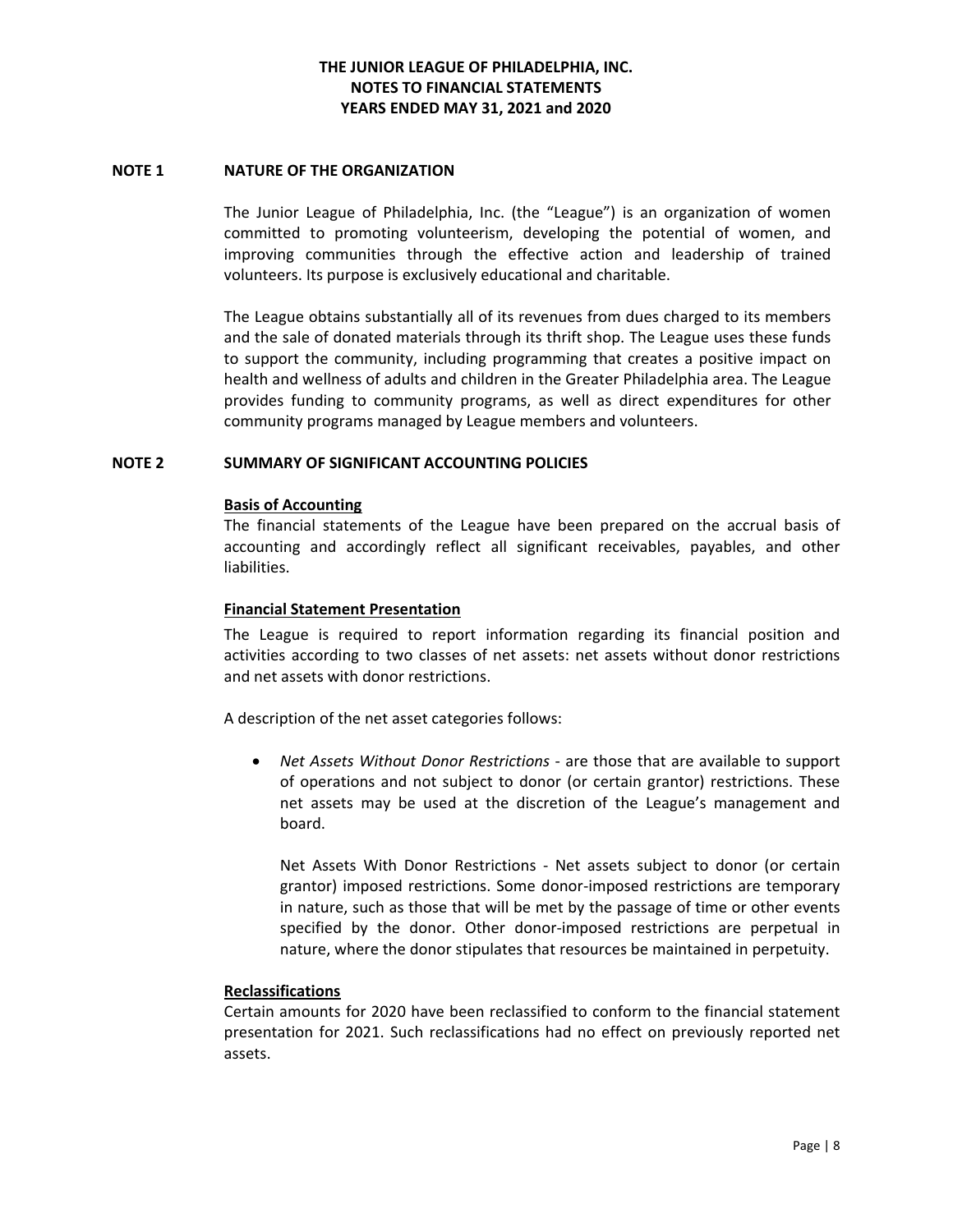# THE JUNIOR LEAGUE OF PHILADELPHIA, INC.
## NOTES TO FINANCIAL STATEMENTS
## YEARS ENDED MAY 31, 2021 and 2020

## NOTE 1 NATURE OF THE ORGANIZATION

The Junior League of Philadelphia, Inc. (the "League") is an organization of women committed to promoting volunteerism, developing the potential of women, and improving communities through the effective action and leadership of trained volunteers. Its purpose is exclusively educational and charitable.

The League obtains substantially all of its revenues from dues charged to its members and the sale of donated materials through its thrift shop. The League uses these funds to support the community, including programming that creates a positive impact on health and wellness of adults and children in the Greater Philadelphia area. The League provides funding to community programs, as well as direct expenditures for other community programs managed by League members and volunteers.

## NOTE 2 SUMMARY OF SIGNIFICANT ACCOUNTING POLICIES

**Basis of Accounting**

The financial statements of the League have been prepared on the accrual basis of accounting and accordingly reflect all significant receivables, payables, and other liabilities.

**Financial Statement Presentation**

The League is required to report information regarding its financial position and activities according to two classes of net assets: net assets without donor restrictions and net assets with donor restrictions.

A description of the net asset categories follows:

- *Net Assets Without Donor Restrictions* - are those that are available to support of operations and not subject to donor (or certain grantor) restrictions. These net assets may be used at the discretion of the League's management and board.

  Net Assets With Donor Restrictions - Net assets subject to donor (or certain grantor) imposed restrictions. Some donor-imposed restrictions are temporary in nature, such as those that will be met by the passage of time or other events specified by the donor. Other donor-imposed restrictions are perpetual in nature, where the donor stipulates that resources be maintained in perpetuity.

**Reclassifications**

Certain amounts for 2020 have been reclassified to conform to the financial statement presentation for 2021. Such reclassifications had no effect on previously reported net assets.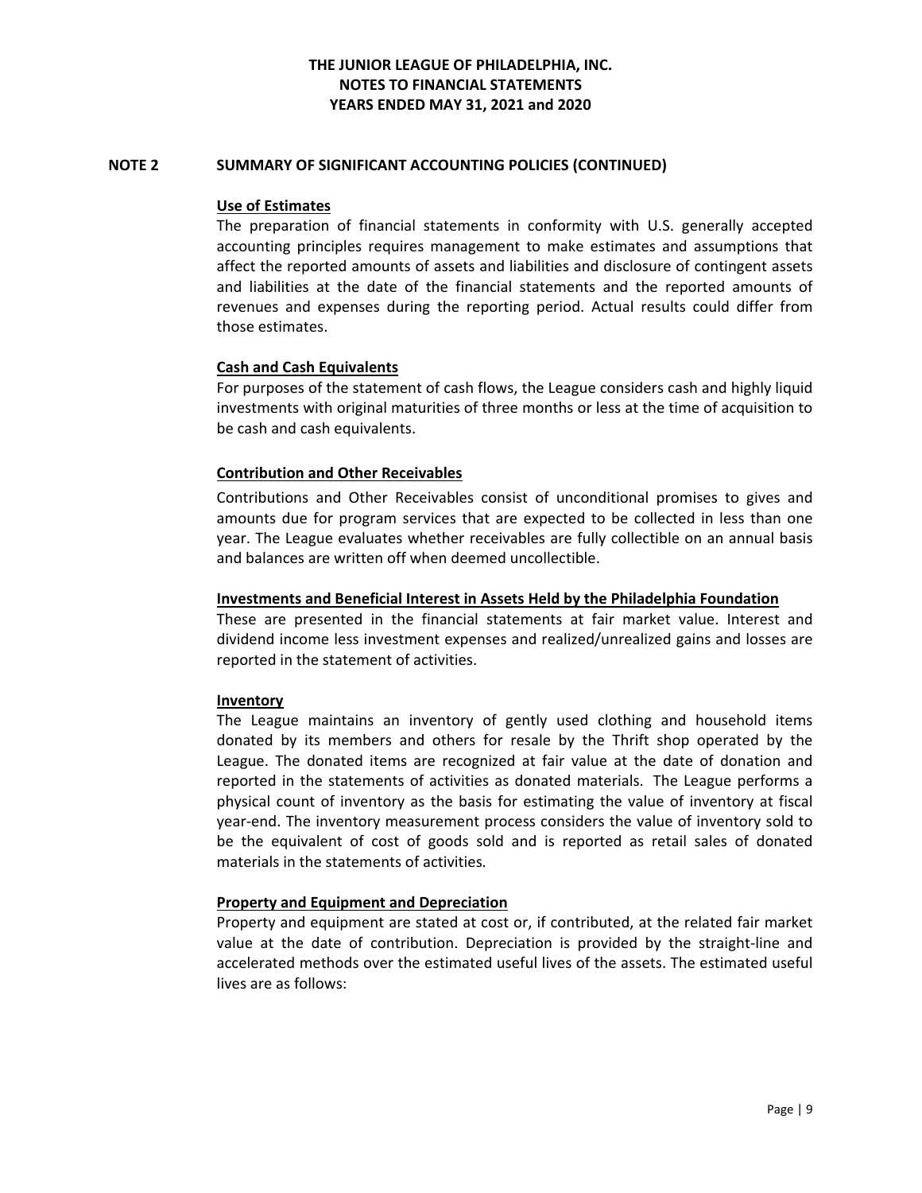## NOTE 2 SUMMARY OF SIGNIFICANT ACCOUNTING POLICIES (CONTINUED)

**Use of Estimates**

The preparation of financial statements in conformity with U.S. generally accepted accounting principles requires management to make estimates and assumptions that affect the reported amounts of assets and liabilities and disclosure of contingent assets and liabilities at the date of the financial statements and the reported amounts of revenues and expenses during the reporting period. Actual results could differ from those estimates.

**Cash and Cash Equivalents**

For purposes of the statement of cash flows, the League considers cash and highly liquid investments with original maturities of three months or less at the time of acquisition to be cash and cash equivalents.

**Contribution and Other Receivables**

Contributions and Other Receivables consist of unconditional promises to gives and amounts due for program services that are expected to be collected in less than one year. The League evaluates whether receivables are fully collectible on an annual basis and balances are written off when deemed uncollectible.

**Investments and Beneficial Interest in Assets Held by the Philadelphia Foundation**

These are presented in the financial statements at fair market value. Interest and dividend income less investment expenses and realized/unrealized gains and losses are reported in the statement of activities.

**Inventory**

The League maintains an inventory of gently used clothing and household items donated by its members and others for resale by the Thrift shop operated by the League. The donated items are recognized at fair value at the date of donation and reported in the statements of activities as donated materials. The League performs a physical count of inventory as the basis for estimating the value of inventory at fiscal year-end. The inventory measurement process considers the value of inventory sold to be the equivalent of cost of goods sold and is reported as retail sales of donated materials in the statements of activities.

**Property and Equipment and Depreciation**

Property and equipment are stated at cost or, if contributed, at the related fair market value at the date of contribution. Depreciation is provided by the straight-line and accelerated methods over the estimated useful lives of the assets. The estimated useful lives are as follows: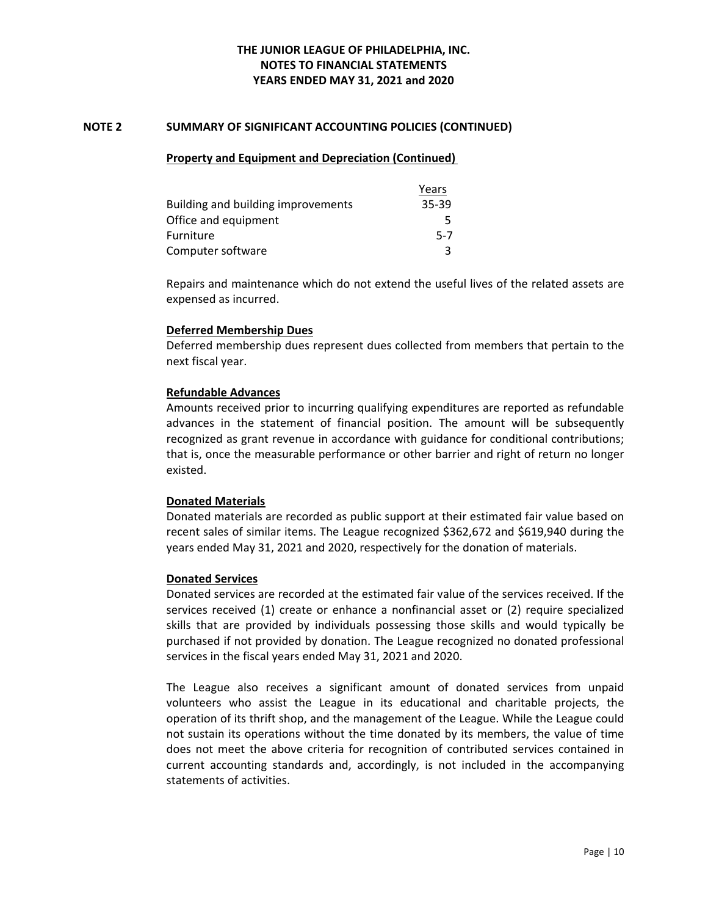# THE JUNIOR LEAGUE OF PHILADELPHIA, INC.
# NOTES TO FINANCIAL STATEMENTS
# YEARS ENDED MAY 31, 2021 and 2020

## NOTE 2 SUMMARY OF SIGNIFICANT ACCOUNTING POLICIES (CONTINUED)

### Property and Equipment and Depreciation (Continued)

| | Years |
|---|---|
| Building and building improvements | 35-39 |
| Office and equipment | 5 |
| Furniture | 5-7 |
| Computer software | 3 |

Repairs and maintenance which do not extend the useful lives of the related assets are expensed as incurred.

### Deferred Membership Dues

Deferred membership dues represent dues collected from members that pertain to the next fiscal year.

### Refundable Advances

Amounts received prior to incurring qualifying expenditures are reported as refundable advances in the statement of financial position. The amount will be subsequently recognized as grant revenue in accordance with guidance for conditional contributions; that is, once the measurable performance or other barrier and right of return no longer existed.

### Donated Materials

Donated materials are recorded as public support at their estimated fair value based on recent sales of similar items. The League recognized $362,672 and $619,940 during the years ended May 31, 2021 and 2020, respectively for the donation of materials.

### Donated Services

Donated services are recorded at the estimated fair value of the services received. If the services received (1) create or enhance a nonfinancial asset or (2) require specialized skills that are provided by individuals possessing those skills and would typically be purchased if not provided by donation. The League recognized no donated professional services in the fiscal years ended May 31, 2021 and 2020.

The League also receives a significant amount of donated services from unpaid volunteers who assist the League in its educational and charitable projects, the operation of its thrift shop, and the management of the League. While the League could not sustain its operations without the time donated by its members, the value of time does not meet the above criteria for recognition of contributed services contained in current accounting standards and, accordingly, is not included in the accompanying statements of activities.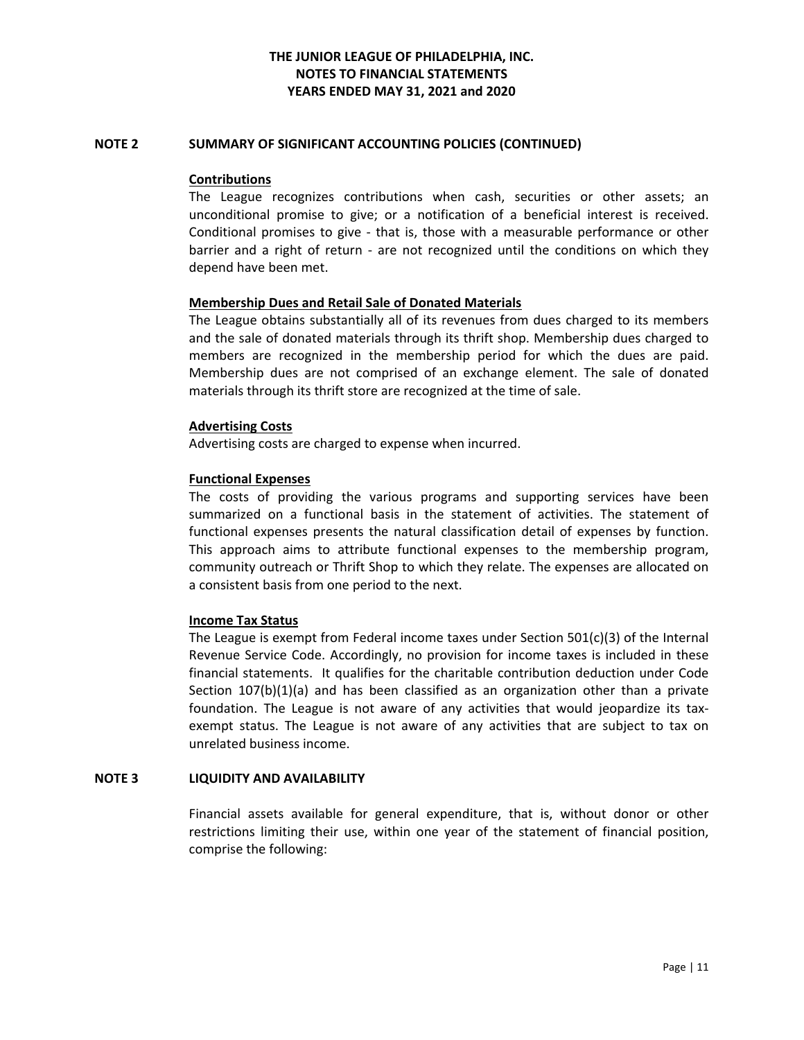## NOTE 2 SUMMARY OF SIGNIFICANT ACCOUNTING POLICIES (CONTINUED)

**Contributions**

The League recognizes contributions when cash, securities or other assets; an unconditional promise to give; or a notification of a beneficial interest is received. Conditional promises to give - that is, those with a measurable performance or other barrier and a right of return - are not recognized until the conditions on which they depend have been met.

**Membership Dues and Retail Sale of Donated Materials**

The League obtains substantially all of its revenues from dues charged to its members and the sale of donated materials through its thrift shop. Membership dues charged to members are recognized in the membership period for which the dues are paid. Membership dues are not comprised of an exchange element. The sale of donated materials through its thrift store are recognized at the time of sale.

**Advertising Costs**

Advertising costs are charged to expense when incurred.

**Functional Expenses**

The costs of providing the various programs and supporting services have been summarized on a functional basis in the statement of activities. The statement of functional expenses presents the natural classification detail of expenses by function. This approach aims to attribute functional expenses to the membership program, community outreach or Thrift Shop to which they relate. The expenses are allocated on a consistent basis from one period to the next.

**Income Tax Status**

The League is exempt from Federal income taxes under Section 501(c)(3) of the Internal Revenue Service Code. Accordingly, no provision for income taxes is included in these financial statements. It qualifies for the charitable contribution deduction under Code Section 107(b)(1)(a) and has been classified as an organization other than a private foundation. The League is not aware of any activities that would jeopardize its tax-exempt status. The League is not aware of any activities that are subject to tax on unrelated business income.

## NOTE 3 LIQUIDITY AND AVAILABILITY

Financial assets available for general expenditure, that is, without donor or other restrictions limiting their use, within one year of the statement of financial position, comprise the following: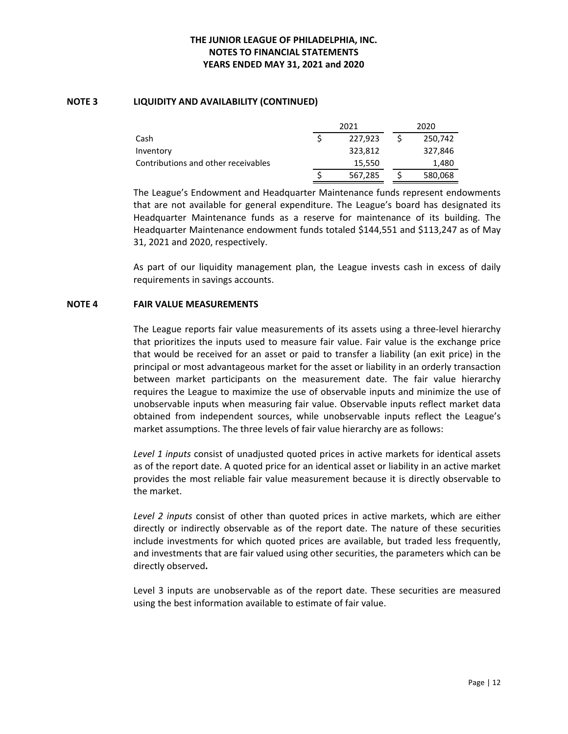### NOTE 3 LIQUIDITY AND AVAILABILITY (CONTINUED)

| | 2021 | 2020 |
|---|---|---|
| Cash | $ 227,923 | $ 250,742 |
| Inventory | 323,812 | 327,846 |
| Contributions and other receivables | 15,550 | 1,480 |
| | $ 567,285 | $ 580,068 |

The League's Endowment and Headquarter Maintenance funds represent endowments that are not available for general expenditure. The League's board has designated its Headquarter Maintenance funds as a reserve for maintenance of its building. The Headquarter Maintenance endowment funds totaled $144,551 and $113,247 as of May 31, 2021 and 2020, respectively.

As part of our liquidity management plan, the League invests cash in excess of daily requirements in savings accounts.

### NOTE 4 FAIR VALUE MEASUREMENTS

The League reports fair value measurements of its assets using a three-level hierarchy that prioritizes the inputs used to measure fair value. Fair value is the exchange price that would be received for an asset or paid to transfer a liability (an exit price) in the principal or most advantageous market for the asset or liability in an orderly transaction between market participants on the measurement date. The fair value hierarchy requires the League to maximize the use of observable inputs and minimize the use of unobservable inputs when measuring fair value. Observable inputs reflect market data obtained from independent sources, while unobservable inputs reflect the League's market assumptions. The three levels of fair value hierarchy are as follows:

*Level 1 inputs* consist of unadjusted quoted prices in active markets for identical assets as of the report date. A quoted price for an identical asset or liability in an active market provides the most reliable fair value measurement because it is directly observable to the market.

*Level 2 inputs* consist of other than quoted prices in active markets, which are either directly or indirectly observable as of the report date. The nature of these securities include investments for which quoted prices are available, but traded less frequently, and investments that are fair valued using other securities, the parameters which can be directly observed**.**

Level 3 inputs are unobservable as of the report date. These securities are measured using the best information available to estimate of fair value.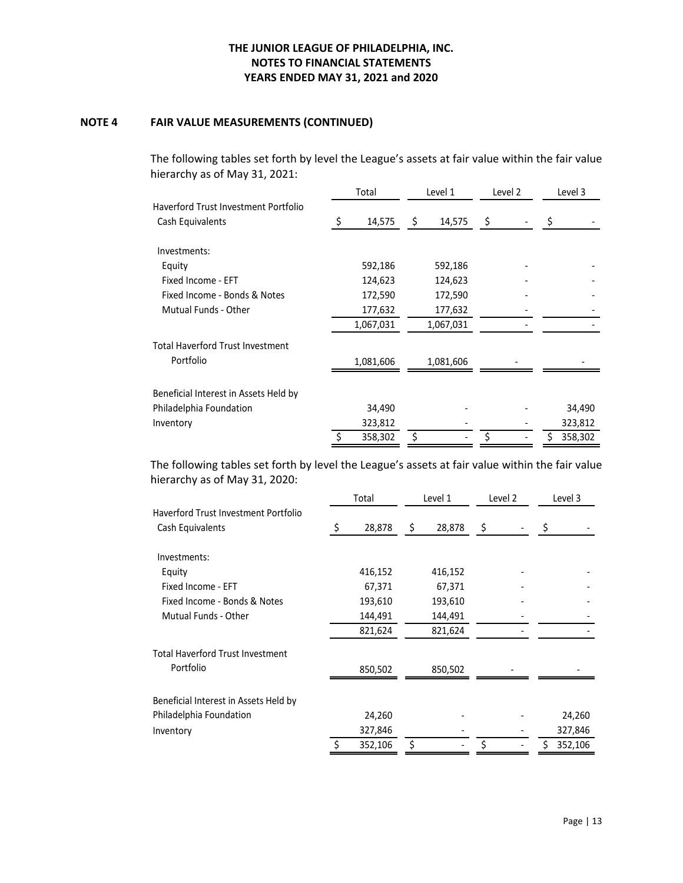# THE JUNIOR LEAGUE OF PHILADELPHIA, INC.
## NOTES TO FINANCIAL STATEMENTS
## YEARS ENDED MAY 31, 2021 and 2020

### NOTE 4 FAIR VALUE MEASUREMENTS (CONTINUED)

The following tables set forth by level the League's assets at fair value within the fair value hierarchy as of May 31, 2021:

| | Total | Level 1 | Level 2 | Level 3 |
|---|---|---|---|---|
| Haverford Trust Investment Portfolio | | | | |
| Cash Equivalents | $ 14,575 | $ 14,575 | $ - | $ - |
| Investments: | | | | |
| Equity | 592,186 | 592,186 | - | - |
| Fixed Income - EFT | 124,623 | 124,623 | - | - |
| Fixed Income - Bonds & Notes | 172,590 | 172,590 | - | - |
| Mutual Funds - Other | 177,632 | 177,632 | - | - |
| | 1,067,031 | 1,067,031 | - | - |
| Total Haverford Trust Investment Portfolio | 1,081,606 | 1,081,606 | - | - |
| Beneficial Interest in Assets Held by Philadelphia Foundation | 34,490 | - | - | 34,490 |
| Inventory | 323,812 | - | - | 323,812 |
| | $ 358,302 | $ - | $ - | $ 358,302 |

The following tables set forth by level the League's assets at fair value within the fair value hierarchy as of May 31, 2020:

| | Total | Level 1 | Level 2 | Level 3 |
|---|---|---|---|---|
| Haverford Trust Investment Portfolio | | | | |
| Cash Equivalents | $ 28,878 | $ 28,878 | $ - | $ - |
| Investments: | | | | |
| Equity | 416,152 | 416,152 | - | - |
| Fixed Income - EFT | 67,371 | 67,371 | - | - |
| Fixed Income - Bonds & Notes | 193,610 | 193,610 | - | - |
| Mutual Funds - Other | 144,491 | 144,491 | - | - |
| | 821,624 | 821,624 | - | - |
| Total Haverford Trust Investment Portfolio | 850,502 | 850,502 | - | - |
| Beneficial Interest in Assets Held by Philadelphia Foundation | 24,260 | - | - | 24,260 |
| Inventory | 327,846 | - | - | 327,846 |
| | $ 352,106 | $ - | $ - | $ 352,106 |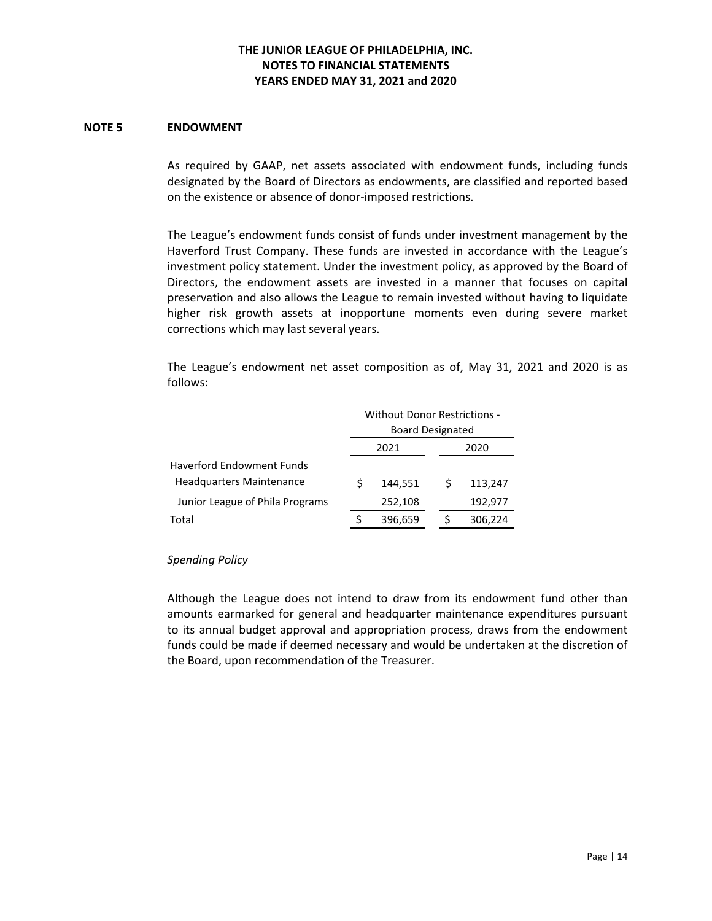# THE JUNIOR LEAGUE OF PHILADELPHIA, INC.
## NOTES TO FINANCIAL STATEMENTS
## YEARS ENDED MAY 31, 2021 and 2020

### NOTE 5 ENDOWMENT

As required by GAAP, net assets associated with endowment funds, including funds designated by the Board of Directors as endowments, are classified and reported based on the existence or absence of donor-imposed restrictions.

The League's endowment funds consist of funds under investment management by the Haverford Trust Company. These funds are invested in accordance with the League's investment policy statement. Under the investment policy, as approved by the Board of Directors, the endowment assets are invested in a manner that focuses on capital preservation and also allows the League to remain invested without having to liquidate higher risk growth assets at inopportune moments even during severe market corrections which may last several years.

The League's endowment net asset composition as of, May 31, 2021 and 2020 is as follows:

| | Without Donor Restrictions - Board Designated | |
|---|---|---|
| | 2021 | 2020 |
| Haverford Endowment Funds | | |
| Headquarters Maintenance | $ 144,551 | $ 113,247 |
| Junior League of Phila Programs | 252,108 | 192,977 |
| Total | $ 396,659 | $ 306,224 |

*Spending Policy*

Although the League does not intend to draw from its endowment fund other than amounts earmarked for general and headquarter maintenance expenditures pursuant to its annual budget approval and appropriation process, draws from the endowment funds could be made if deemed necessary and would be undertaken at the discretion of the Board, upon recommendation of the Treasurer.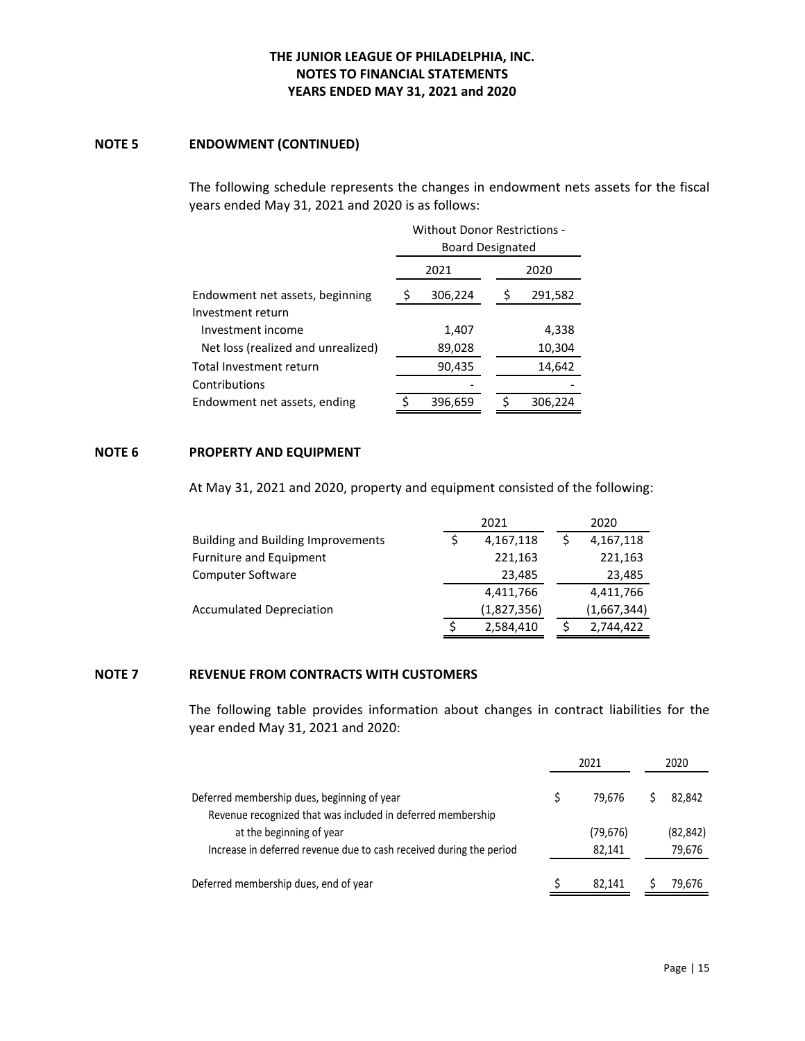# THE JUNIOR LEAGUE OF PHILADELPHIA, INC.
# NOTES TO FINANCIAL STATEMENTS
# YEARS ENDED MAY 31, 2021 and 2020

## NOTE 5 ENDOWMENT (CONTINUED)

The following schedule represents the changes in endowment nets assets for the fiscal years ended May 31, 2021 and 2020 is as follows:

| | Without Donor Restrictions - Board Designated | |
|---|---|---|
| | 2021 | 2020 |
| Endowment net assets, beginning | $ 306,224 | $ 291,582 |
| Investment return | | |
| Investment income | 1,407 | 4,338 |
| Net loss (realized and unrealized) | 89,028 | 10,304 |
| Total Investment return | 90,435 | 14,642 |
| Contributions | - | - |
| Endowment net assets, ending | $ 396,659 | $ 306,224 |

## NOTE 6 PROPERTY AND EQUIPMENT

At May 31, 2021 and 2020, property and equipment consisted of the following:

| | 2021 | 2020 |
|---|---|---|
| Building and Building Improvements | $ 4,167,118 | $ 4,167,118 |
| Furniture and Equipment | 221,163 | 221,163 |
| Computer Software | 23,485 | 23,485 |
| | 4,411,766 | 4,411,766 |
| Accumulated Depreciation | (1,827,356) | (1,667,344) |
| | $ 2,584,410 | $ 2,744,422 |

## NOTE 7 REVENUE FROM CONTRACTS WITH CUSTOMERS

The following table provides information about changes in contract liabilities for the year ended May 31, 2021 and 2020:

| | 2021 | 2020 |
|---|---|---|
| Deferred membership dues, beginning of year | $ 79,676 | $ 82,842 |
| Revenue recognized that was included in deferred membership at the beginning of year | (79,676) | (82,842) |
| Increase in deferred revenue due to cash received during the period | 82,141 | 79,676 |
| Deferred membership dues, end of year | $ 82,141 | $ 79,676 |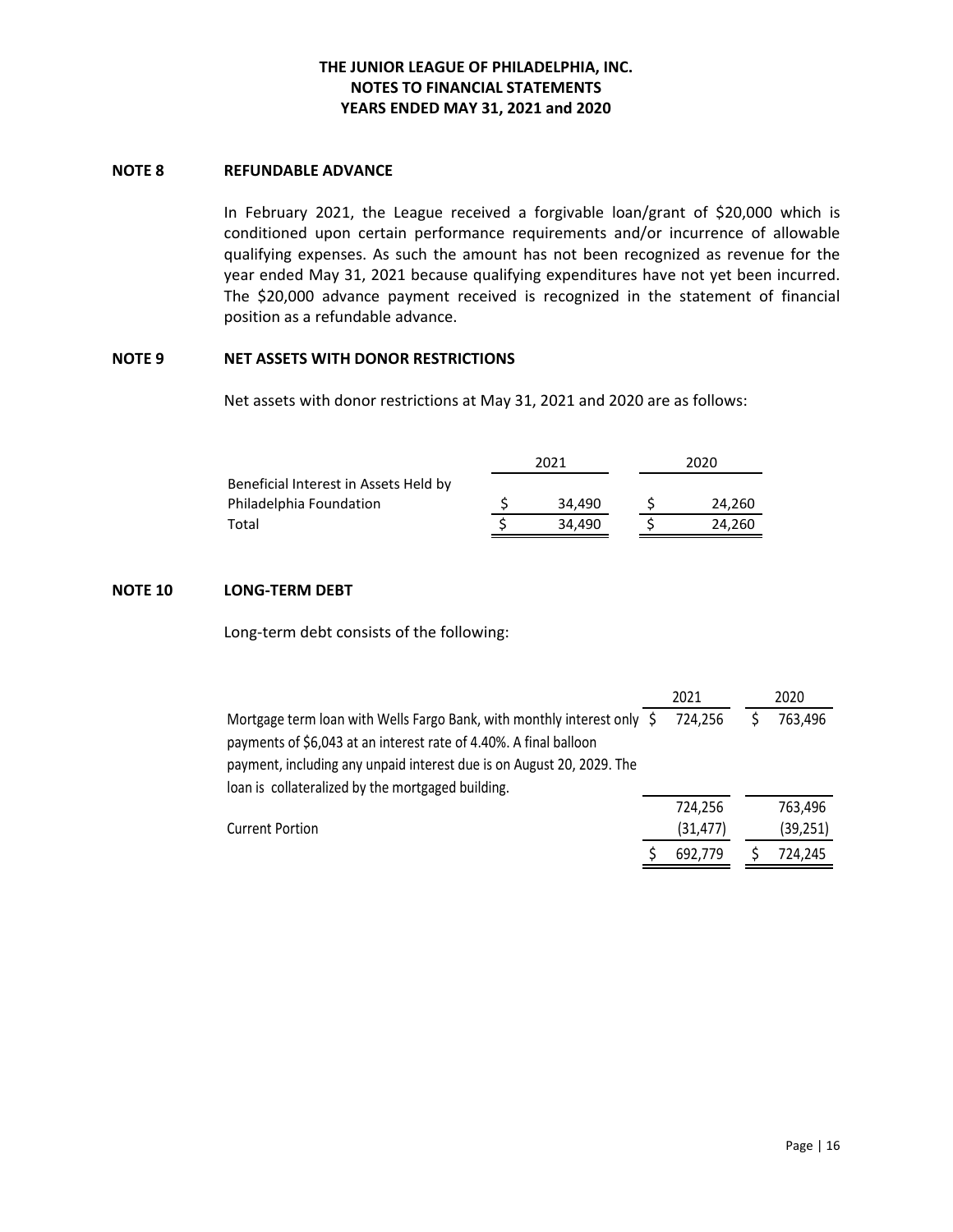# THE JUNIOR LEAGUE OF PHILADELPHIA, INC.
## NOTES TO FINANCIAL STATEMENTS
## YEARS ENDED MAY 31, 2021 and 2020

### NOTE 8 REFUNDABLE ADVANCE

In February 2021, the League received a forgivable loan/grant of $20,000 which is conditioned upon certain performance requirements and/or incurrence of allowable qualifying expenses. As such the amount has not been recognized as revenue for the year ended May 31, 2021 because qualifying expenditures have not yet been incurred. The $20,000 advance payment received is recognized in the statement of financial position as a refundable advance.

### NOTE 9 NET ASSETS WITH DONOR RESTRICTIONS

Net assets with donor restrictions at May 31, 2021 and 2020 are as follows:

| | 2021 | 2020 |
|---|---|---|
| Beneficial Interest in Assets Held by Philadelphia Foundation | $ 34,490 | $ 24,260 |
| Total | $ 34,490 | $ 24,260 |

### NOTE 10 LONG-TERM DEBT

Long-term debt consists of the following:

| | 2021 | 2020 |
|---|---|---|
| Mortgage term loan with Wells Fargo Bank, with monthly interest only payments of $6,043 at an interest rate of 4.40%. A final balloon payment, including any unpaid interest due is on August 20, 2029. The loan is collateralized by the mortgaged building. | $ 724,256 | $ 763,496 |
| | 724,256 | 763,496 |
| Current Portion | (31,477) | (39,251) |
| | $ 692,779 | $ 724,245 |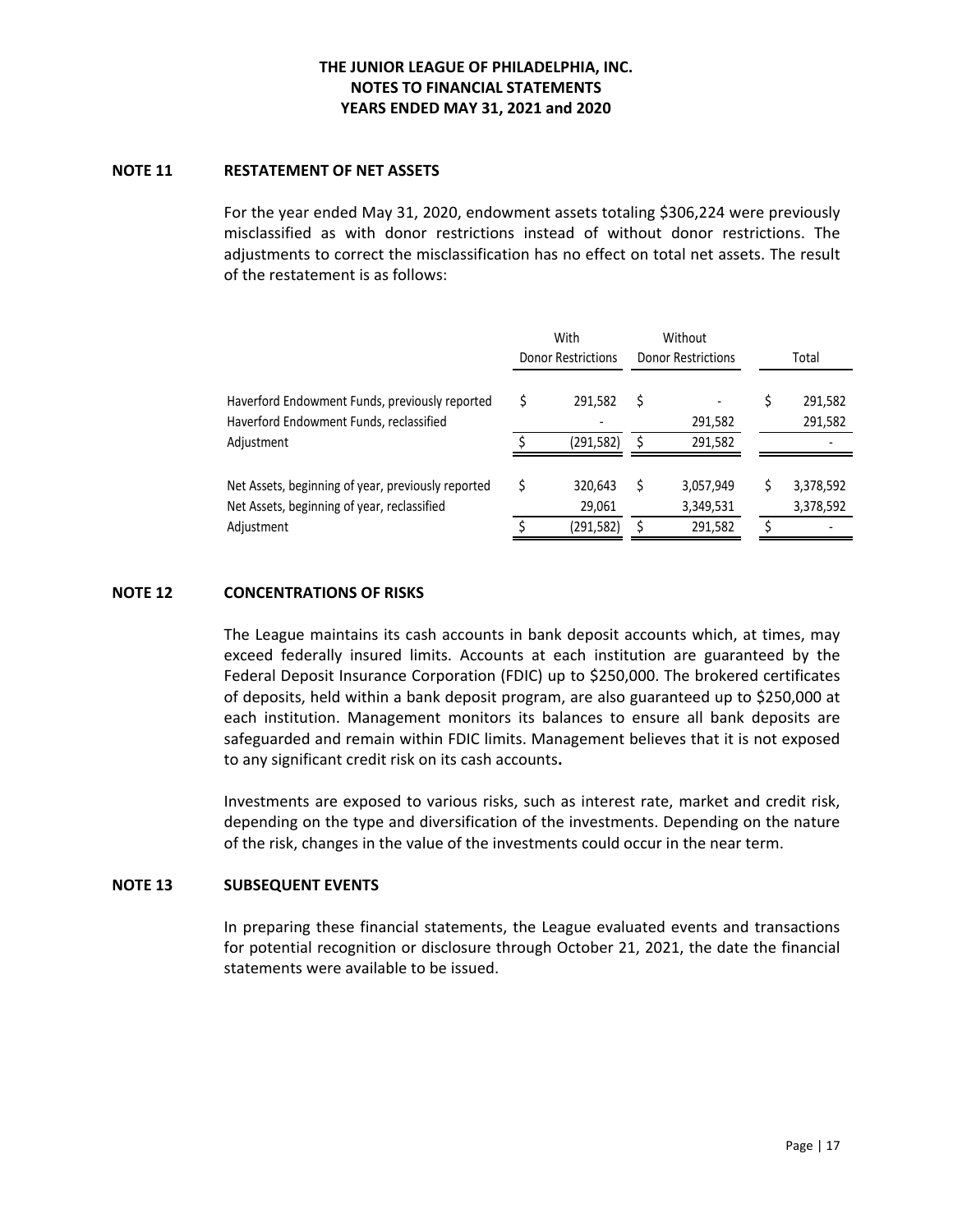# THE JUNIOR LEAGUE OF PHILADELPHIA, INC.
# NOTES TO FINANCIAL STATEMENTS
# YEARS ENDED MAY 31, 2021 and 2020

## NOTE 11 RESTATEMENT OF NET ASSETS

For the year ended May 31, 2020, endowment assets totaling $306,224 were previously misclassified as with donor restrictions instead of without donor restrictions. The adjustments to correct the misclassification has no effect on total net assets. The result of the restatement is as follows:

| | With Donor Restrictions | Without Donor Restrictions | Total |
|---|---|---|---|
| Haverford Endowment Funds, previously reported | $ 291,582 | $ - | $ 291,582 |
| Haverford Endowment Funds, reclassified | - | 291,582 | 291,582 |
| Adjustment | $ (291,582) | $ 291,582 | - |
| Net Assets, beginning of year, previously reported | $ 320,643 | $ 3,057,949 | $ 3,378,592 |
| Net Assets, beginning of year, reclassified | 29,061 | 3,349,531 | 3,378,592 |
| Adjustment | $ (291,582) | $ 291,582 | $ - |

## NOTE 12 CONCENTRATIONS OF RISKS

The League maintains its cash accounts in bank deposit accounts which, at times, may exceed federally insured limits. Accounts at each institution are guaranteed by the Federal Deposit Insurance Corporation (FDIC) up to $250,000. The brokered certificates of deposits, held within a bank deposit program, are also guaranteed up to $250,000 at each institution. Management monitors its balances to ensure all bank deposits are safeguarded and remain within FDIC limits. Management believes that it is not exposed to any significant credit risk on its cash accounts**.**

Investments are exposed to various risks, such as interest rate, market and credit risk, depending on the type and diversification of the investments. Depending on the nature of the risk, changes in the value of the investments could occur in the near term.

## NOTE 13 SUBSEQUENT EVENTS

In preparing these financial statements, the League evaluated events and transactions for potential recognition or disclosure through October 21, 2021, the date the financial statements were available to be issued.